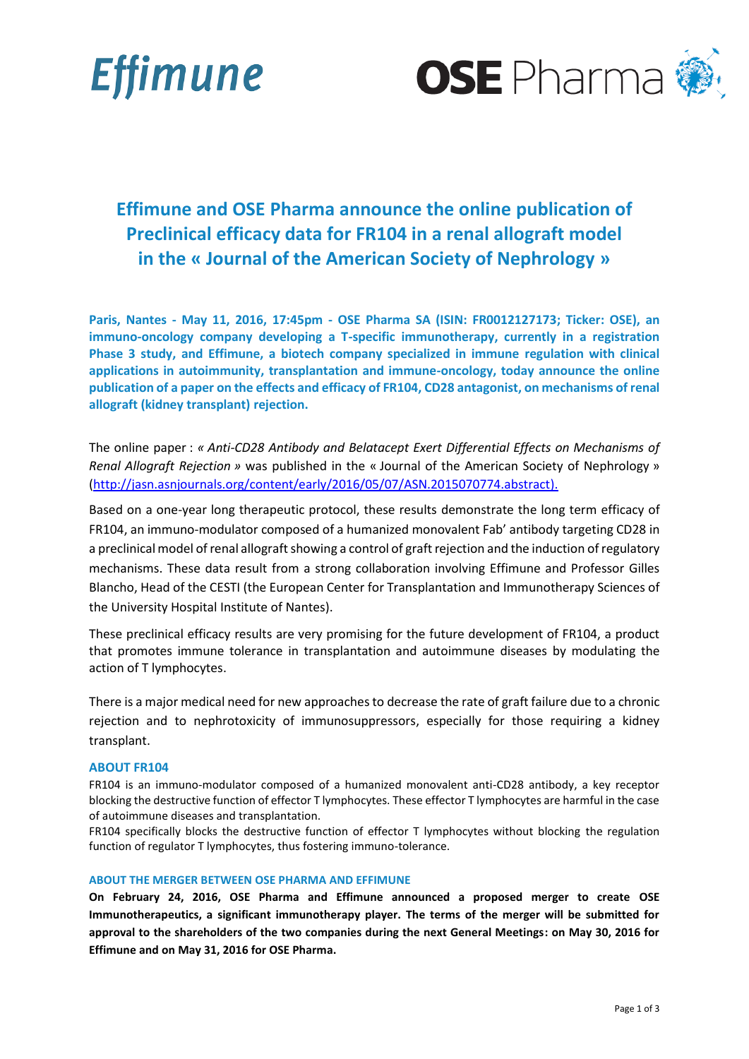Effimune

OSE Pharma

# Effimune and OSE Pharma announce the online publication of Preclinical efficacy data for FR104 in a renal allograft model in the « Journal of the American Society of Nephrology »

**Paris, Nantes - May 11, 2016, 17:45pm - OSE Pharma SA (ISIN: FR0012127173; Ticker: OSE), an immuno-oncology company developing a T-specific immunotherapy, currently in a registration Phase 3 study, and Effimune, a biotech company specialized in immune regulation with clinical applications in autoimmunity, transplantation and immune-oncology, today announce the online publication of a paper on the effects and efficacy of FR104, CD28 antagonist, on mechanisms of renal allograft (kidney transplant) rejection.**

The online paper : *« Anti-CD28 Antibody and Belatacept Exert Differential Effects on Mechanisms of Renal Allograft Rejection »* was published in the « Journal of the American Society of Nephrology » (http://jasn.asnjournals.org/content/early/2016/05/07/ASN.2015070774.abstract).

Based on a one-year long therapeutic protocol, these results demonstrate the long term efficacy of FR104, an immuno-modulator composed of a humanized monovalent Fab' antibody targeting CD28 in a preclinical model of renal allograft showing a control of graft rejection and the induction of regulatory mechanisms. These data result from a strong collaboration involving Effimune and Professor Gilles Blancho, Head of the CESTI (the European Center for Transplantation and Immunotherapy Sciences of the University Hospital Institute of Nantes).

These preclinical efficacy results are very promising for the future development of FR104, a product that promotes immune tolerance in transplantation and autoimmune diseases by modulating the action of T lymphocytes.

There is a major medical need for new approaches to decrease the rate of graft failure due to a chronic rejection and to nephrotoxicity of immunosuppressors, especially for those requiring a kidney transplant.

## ABOUT FR104

FR104 is an immuno-modulator composed of a humanized monovalent anti-CD28 antibody, a key receptor blocking the destructive function of effector T lymphocytes. These effector T lymphocytes are harmful in the case of autoimmune diseases and transplantation.

FR104 specifically blocks the destructive function of effector T lymphocytes without blocking the regulation function of regulator T lymphocytes, thus fostering immuno-tolerance.

## ABOUT THE MERGER BETWEEN OSE PHARMA AND EFFIMUNE

**On February 24, 2016, OSE Pharma and Effimune announced a proposed merger to create OSE Immunotherapeutics, a significant immunotherapy player. The terms of the merger will be submitted for approval to the shareholders of the two companies during the next General Meetings: on May 30, 2016 for Effimune and on May 31, 2016 for OSE Pharma.**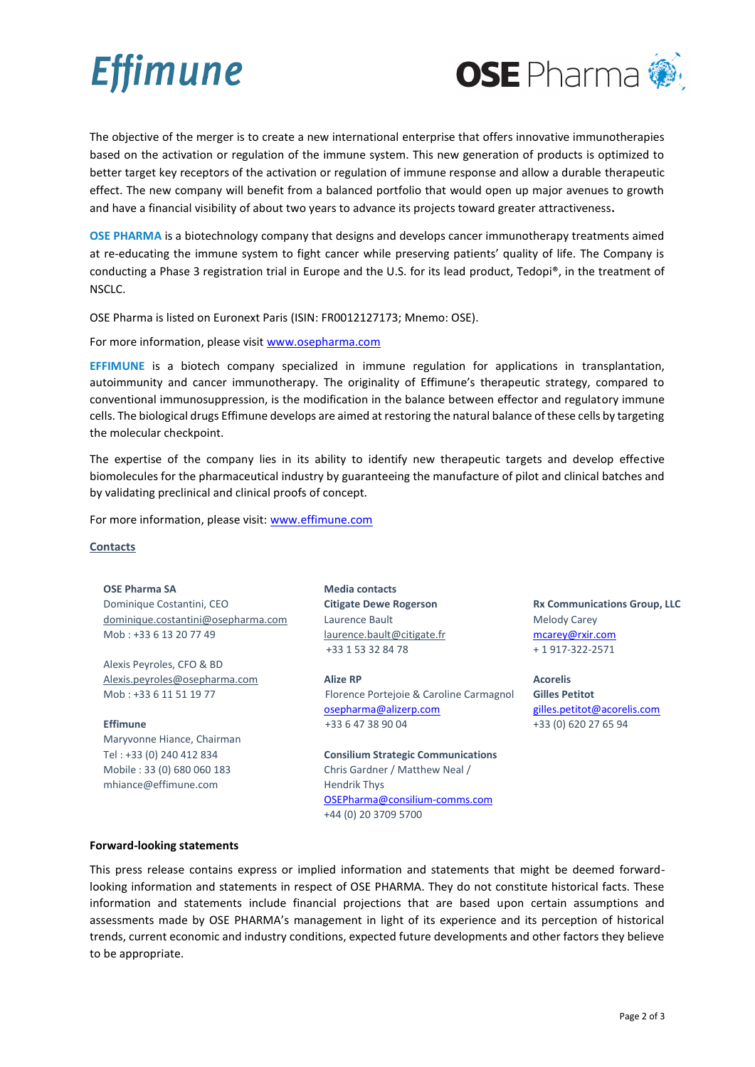The objective of the merger is to create a new international enterprise that offers innovative immunotherapies based on the activation or regulation of the immune system. This new generation of products is optimized to better target key receptors of the activation or regulation of immune response and allow a durable therapeutic effect. The new company will benefit from a balanced portfolio that would open up major avenues to growth and have a financial visibility of about two years to advance its projects toward greater attractiveness**.**

**OSE PHARMA** is a biotechnology company that designs and develops cancer immunotherapy treatments aimed at re-educating the immune system to fight cancer while preserving patients' quality of life. The Company is conducting a Phase 3 registration trial in Europe and the U.S. for its lead product, Tedopi®, in the treatment of NSCLC.

OSE Pharma is listed on Euronext Paris (ISIN: FR0012127173; Mnemo: OSE).

For more information, please visit www.osepharma.com

**EFFIMUNE** is a biotech company specialized in immune regulation for applications in transplantation, autoimmunity and cancer immunotherapy. The originality of Effimune's therapeutic strategy, compared to conventional immunosuppression, is the modification in the balance between effector and regulatory immune cells. The biological drugs Effimune develops are aimed at restoring the natural balance of these cells by targeting the molecular checkpoint.

The expertise of the company lies in its ability to identify new therapeutic targets and develop effective biomolecules for the pharmaceutical industry by guaranteeing the manufacture of pilot and clinical batches and by validating preclinical and clinical proofs of concept.

For more information, please visit: www.effimune.com

## Contacts

**OSE Pharma SA**
Dominique Costantini, CEO
dominique.costantini@osepharma.com
Mob : +33 6 13 20 77 49

Alexis Peyroles, CFO & BD
Alexis.peyroles@osepharma.com
Mob : +33 6 11 51 19 77

**Effimune**
Maryvonne Hiance, Chairman
Tel : +33 (0) 240 412 834
Mobile : 33 (0) 680 060 183
mhiance@effimune.com

**Media contacts**

**Citigate Dewe Rogerson**
Laurence Bault
laurence.bault@citigate.fr
+33 1 53 32 84 78

**Alize RP**
Florence Portejoie & Caroline Carmagnol
osepharma@alizerp.com
+33 6 47 38 90 04

**Consilium Strategic Communications**
Chris Gardner / Matthew Neal / Hendrik Thys
OSEPharma@consilium-comms.com
+44 (0) 20 3709 5700

**Rx Communications Group, LLC**
Melody Carey
mcarey@rxir.com
+ 1 917-322-2571

**Acorelis**
**Gilles Petitot**
gilles.petitot@acorelis.com
+33 (0) 620 27 65 94

### Forward-looking statements

This press release contains express or implied information and statements that might be deemed forward-looking information and statements in respect of OSE PHARMA. They do not constitute historical facts. These information and statements include financial projections that are based upon certain assumptions and assessments made by OSE PHARMA's management in light of its experience and its perception of historical trends, current economic and industry conditions, expected future developments and other factors they believe to be appropriate.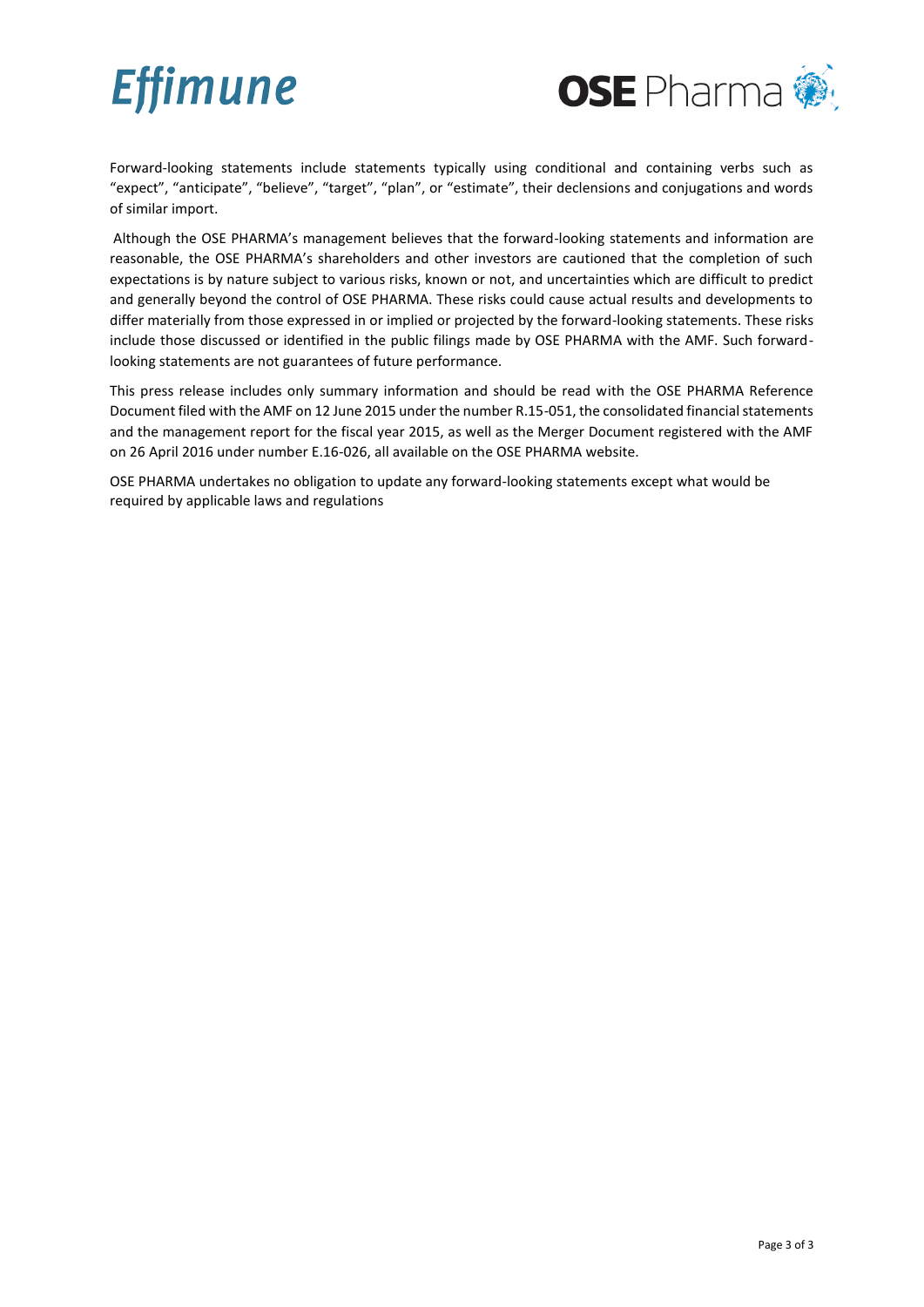Forward-looking statements include statements typically using conditional and containing verbs such as "expect", "anticipate", "believe", "target", "plan", or "estimate", their declensions and conjugations and words of similar import.

Although the OSE PHARMA's management believes that the forward-looking statements and information are reasonable, the OSE PHARMA's shareholders and other investors are cautioned that the completion of such expectations is by nature subject to various risks, known or not, and uncertainties which are difficult to predict and generally beyond the control of OSE PHARMA. These risks could cause actual results and developments to differ materially from those expressed in or implied or projected by the forward-looking statements. These risks include those discussed or identified in the public filings made by OSE PHARMA with the AMF. Such forward-looking statements are not guarantees of future performance.

This press release includes only summary information and should be read with the OSE PHARMA Reference Document filed with the AMF on 12 June 2015 under the number R.15-051, the consolidated financial statements and the management report for the fiscal year 2015, as well as the Merger Document registered with the AMF on 26 April 2016 under number E.16-026, all available on the OSE PHARMA website.

OSE PHARMA undertakes no obligation to update any forward-looking statements except what would be required by applicable laws and regulations